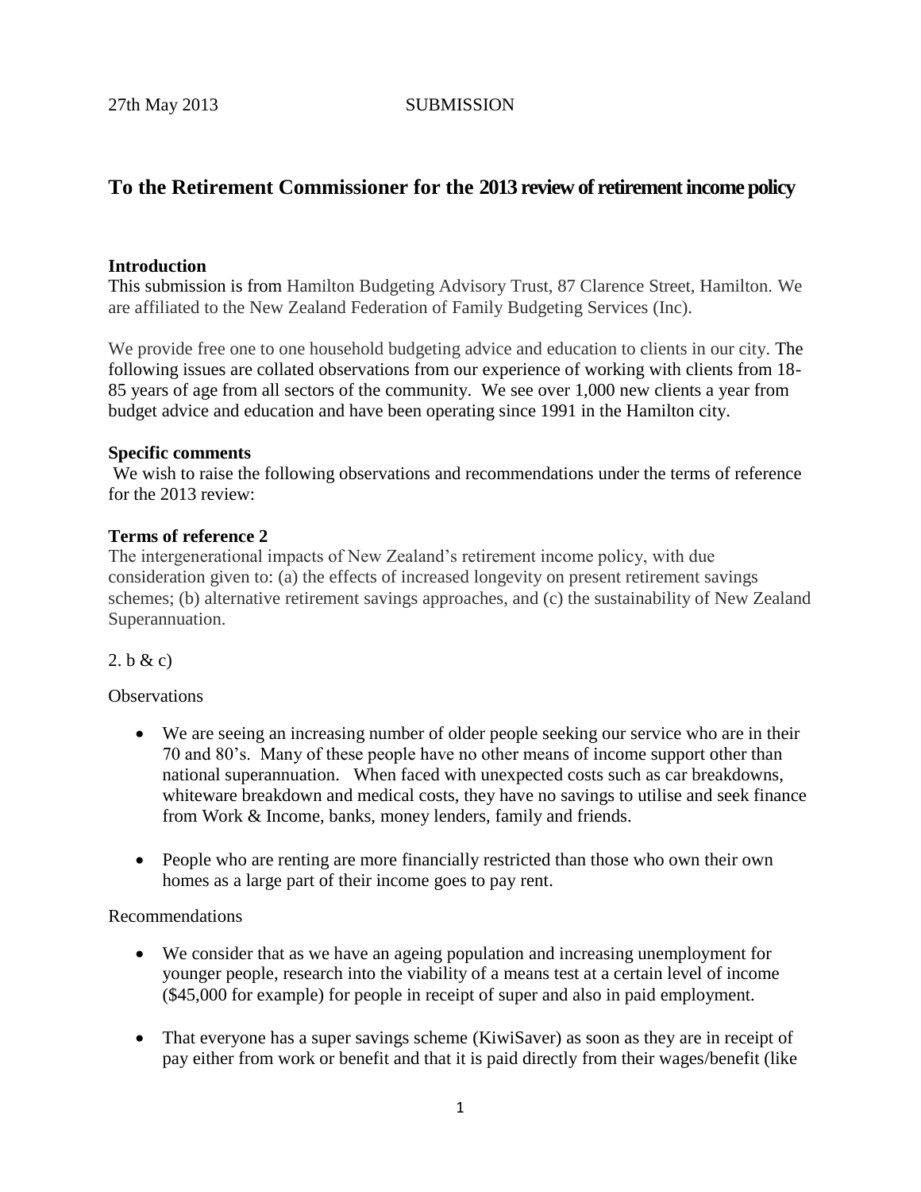27th May 2013 SUBMISSION

## To the Retirement Commissioner for the 2013 review of retirement income policy

**Introduction**

This submission is from Hamilton Budgeting Advisory Trust, 87 Clarence Street, Hamilton. We are affiliated to the New Zealand Federation of Family Budgeting Services (Inc).

We provide free one to one household budgeting advice and education to clients in our city. The following issues are collated observations from our experience of working with clients from 18-85 years of age from all sectors of the community. We see over 1,000 new clients a year from budget advice and education and have been operating since 1991 in the Hamilton city.

**Specific comments**

We wish to raise the following observations and recommendations under the terms of reference for the 2013 review:

**Terms of reference 2**

The intergenerational impacts of New Zealand's retirement income policy, with due consideration given to: (a) the effects of increased longevity on present retirement savings schemes; (b) alternative retirement savings approaches, and (c) the sustainability of New Zealand Superannuation.

2. b & c)

Observations

- We are seeing an increasing number of older people seeking our service who are in their 70 and 80's. Many of these people have no other means of income support other than national superannuation. When faced with unexpected costs such as car breakdowns, whiteware breakdown and medical costs, they have no savings to utilise and seek finance from Work & Income, banks, money lenders, family and friends.

- People who are renting are more financially restricted than those who own their own homes as a large part of their income goes to pay rent.

Recommendations

- We consider that as we have an ageing population and increasing unemployment for younger people, research into the viability of a means test at a certain level of income ($45,000 for example) for people in receipt of super and also in paid employment.

- That everyone has a super savings scheme (KiwiSaver) as soon as they are in receipt of pay either from work or benefit and that it is paid directly from their wages/benefit (like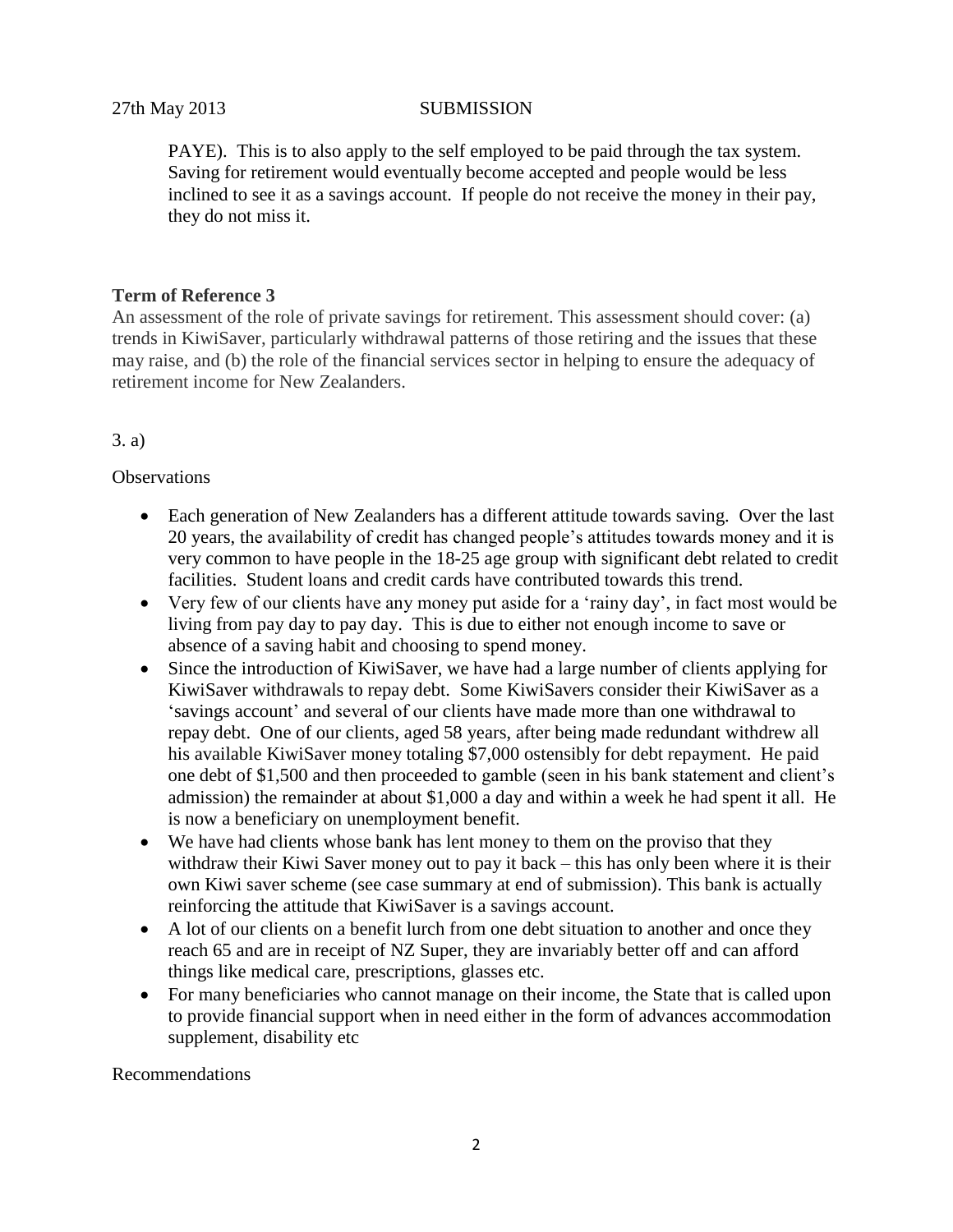PAYE). This is to also apply to the self employed to be paid through the tax system. Saving for retirement would eventually become accepted and people would be less inclined to see it as a savings account. If people do not receive the money in their pay, they do not miss it.

**Term of Reference 3**

An assessment of the role of private savings for retirement. This assessment should cover: (a) trends in KiwiSaver, particularly withdrawal patterns of those retiring and the issues that these may raise, and (b) the role of the financial services sector in helping to ensure the adequacy of retirement income for New Zealanders.

3. a)

Observations

- Each generation of New Zealanders has a different attitude towards saving. Over the last 20 years, the availability of credit has changed people's attitudes towards money and it is very common to have people in the 18-25 age group with significant debt related to credit facilities. Student loans and credit cards have contributed towards this trend.
- Very few of our clients have any money put aside for a 'rainy day', in fact most would be living from pay day to pay day. This is due to either not enough income to save or absence of a saving habit and choosing to spend money.
- Since the introduction of KiwiSaver, we have had a large number of clients applying for KiwiSaver withdrawals to repay debt. Some KiwiSavers consider their KiwiSaver as a 'savings account' and several of our clients have made more than one withdrawal to repay debt. One of our clients, aged 58 years, after being made redundant withdrew all his available KiwiSaver money totaling $7,000 ostensibly for debt repayment. He paid one debt of $1,500 and then proceeded to gamble (seen in his bank statement and client's admission) the remainder at about $1,000 a day and within a week he had spent it all. He is now a beneficiary on unemployment benefit.
- We have had clients whose bank has lent money to them on the proviso that they withdraw their Kiwi Saver money out to pay it back – this has only been where it is their own Kiwi saver scheme (see case summary at end of submission). This bank is actually reinforcing the attitude that KiwiSaver is a savings account.
- A lot of our clients on a benefit lurch from one debt situation to another and once they reach 65 and are in receipt of NZ Super, they are invariably better off and can afford things like medical care, prescriptions, glasses etc.
- For many beneficiaries who cannot manage on their income, the State that is called upon to provide financial support when in need either in the form of advances accommodation supplement, disability etc

Recommendations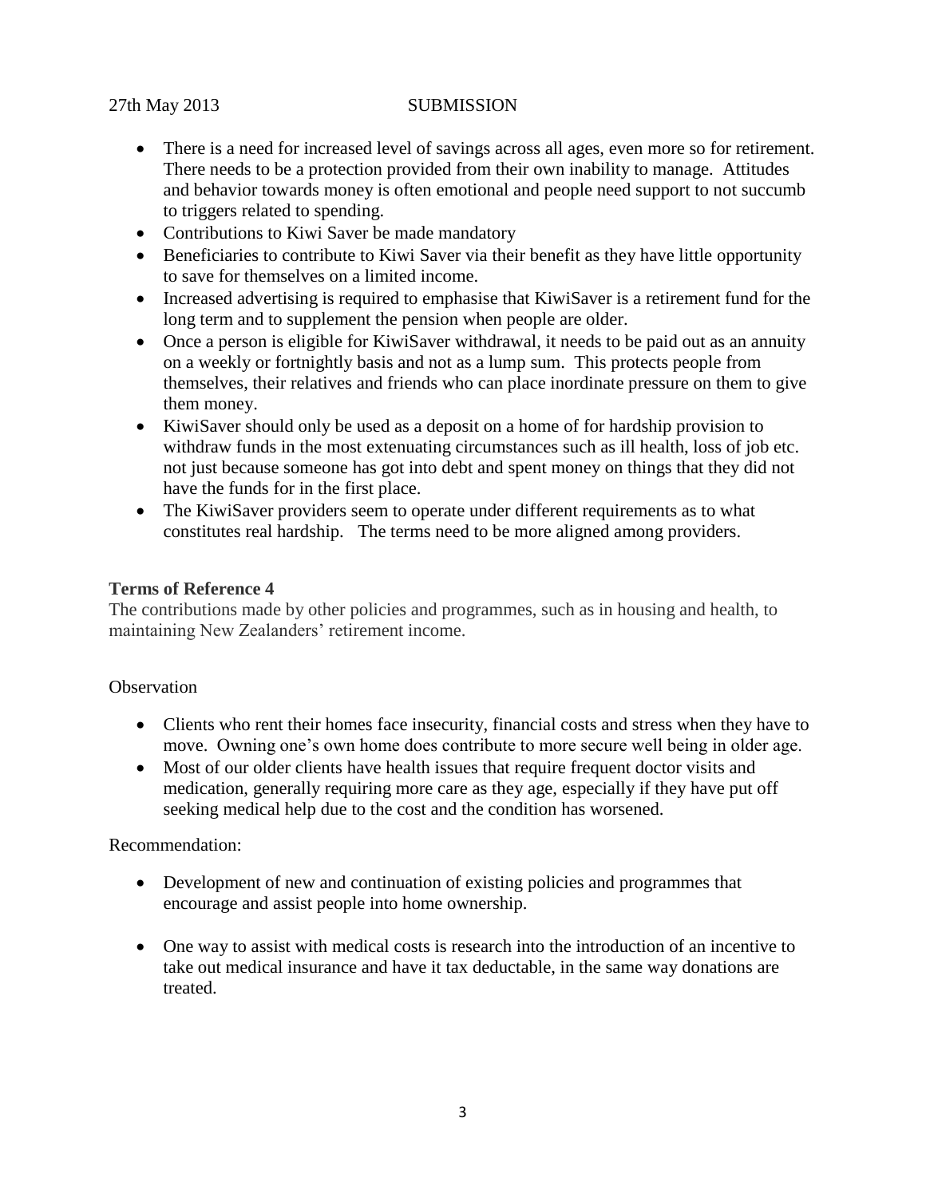27th May 2013 SUBMISSION

- There is a need for increased level of savings across all ages, even more so for retirement. There needs to be a protection provided from their own inability to manage. Attitudes and behavior towards money is often emotional and people need support to not succumb to triggers related to spending.
- Contributions to Kiwi Saver be made mandatory
- Beneficiaries to contribute to Kiwi Saver via their benefit as they have little opportunity to save for themselves on a limited income.
- Increased advertising is required to emphasise that KiwiSaver is a retirement fund for the long term and to supplement the pension when people are older.
- Once a person is eligible for KiwiSaver withdrawal, it needs to be paid out as an annuity on a weekly or fortnightly basis and not as a lump sum. This protects people from themselves, their relatives and friends who can place inordinate pressure on them to give them money.
- KiwiSaver should only be used as a deposit on a home of for hardship provision to withdraw funds in the most extenuating circumstances such as ill health, loss of job etc. not just because someone has got into debt and spent money on things that they did not have the funds for in the first place.
- The KiwiSaver providers seem to operate under different requirements as to what constitutes real hardship. The terms need to be more aligned among providers.

**Terms of Reference 4**

The contributions made by other policies and programmes, such as in housing and health, to maintaining New Zealanders' retirement income.

Observation

- Clients who rent their homes face insecurity, financial costs and stress when they have to move. Owning one's own home does contribute to more secure well being in older age.
- Most of our older clients have health issues that require frequent doctor visits and medication, generally requiring more care as they age, especially if they have put off seeking medical help due to the cost and the condition has worsened.

Recommendation:

- Development of new and continuation of existing policies and programmes that encourage and assist people into home ownership.
- One way to assist with medical costs is research into the introduction of an incentive to take out medical insurance and have it tax deductable, in the same way donations are treated.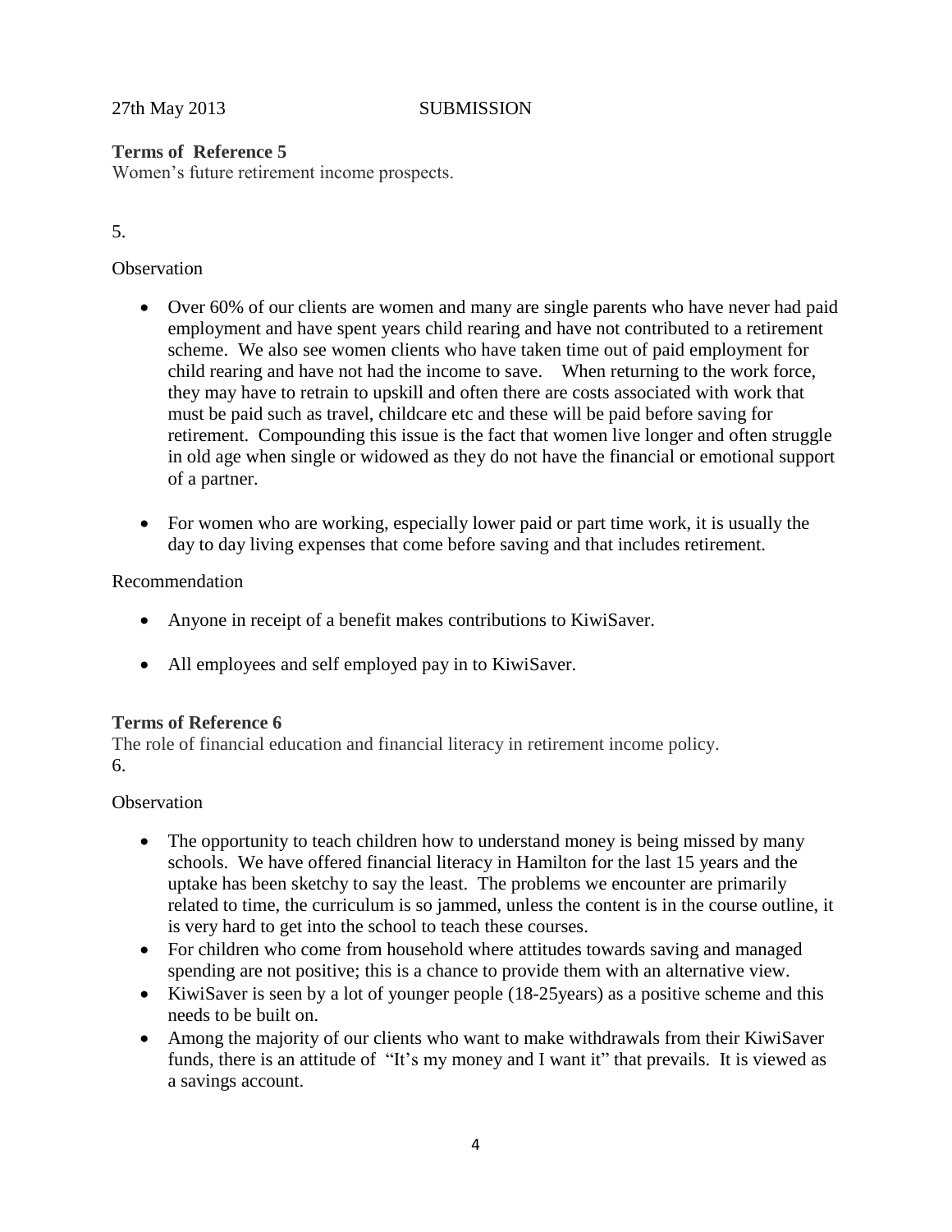27th May 2013 SUBMISSION

**Terms of Reference 5**

Women's future retirement income prospects.

5.

Observation

- Over 60% of our clients are women and many are single parents who have never had paid employment and have spent years child rearing and have not contributed to a retirement scheme. We also see women clients who have taken time out of paid employment for child rearing and have not had the income to save. When returning to the work force, they may have to retrain to upskill and often there are costs associated with work that must be paid such as travel, childcare etc and these will be paid before saving for retirement. Compounding this issue is the fact that women live longer and often struggle in old age when single or widowed as they do not have the financial or emotional support of a partner.
- For women who are working, especially lower paid or part time work, it is usually the day to day living expenses that come before saving and that includes retirement.

Recommendation

- Anyone in receipt of a benefit makes contributions to KiwiSaver.
- All employees and self employed pay in to KiwiSaver.

**Terms of Reference 6**

The role of financial education and financial literacy in retirement income policy.

6.

Observation

- The opportunity to teach children how to understand money is being missed by many schools. We have offered financial literacy in Hamilton for the last 15 years and the uptake has been sketchy to say the least. The problems we encounter are primarily related to time, the curriculum is so jammed, unless the content is in the course outline, it is very hard to get into the school to teach these courses.
- For children who come from household where attitudes towards saving and managed spending are not positive; this is a chance to provide them with an alternative view.
- KiwiSaver is seen by a lot of younger people (18-25years) as a positive scheme and this needs to be built on.
- Among the majority of our clients who want to make withdrawals from their KiwiSaver funds, there is an attitude of "It's my money and I want it" that prevails. It is viewed as a savings account.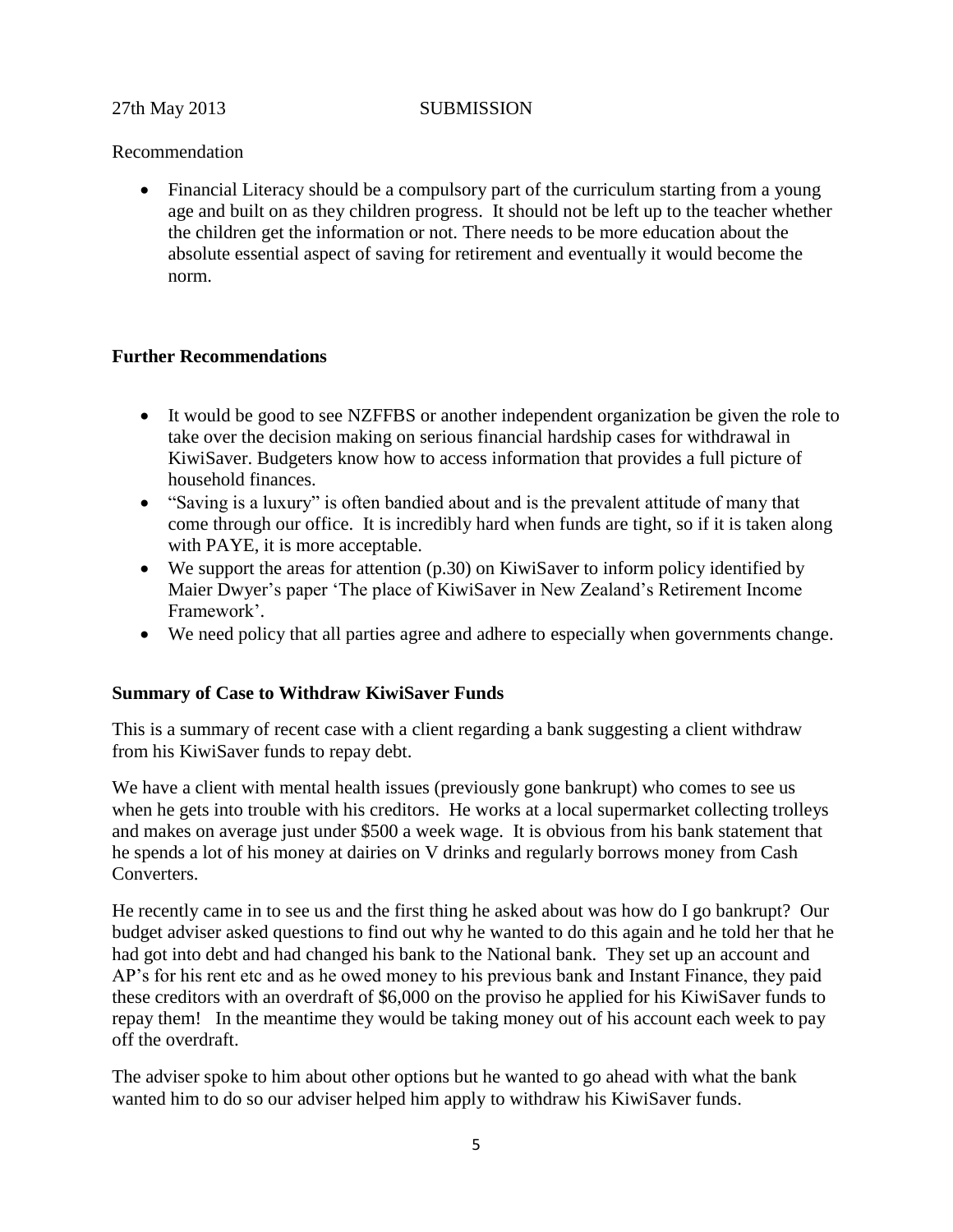27th May 2013 SUBMISSION

Recommendation

- Financial Literacy should be a compulsory part of the curriculum starting from a young age and built on as they children progress. It should not be left up to the teacher whether the children get the information or not. There needs to be more education about the absolute essential aspect of saving for retirement and eventually it would become the norm.

**Further Recommendations**

- It would be good to see NZFFBS or another independent organization be given the role to take over the decision making on serious financial hardship cases for withdrawal in KiwiSaver. Budgeters know how to access information that provides a full picture of household finances.
- "Saving is a luxury" is often bandied about and is the prevalent attitude of many that come through our office. It is incredibly hard when funds are tight, so if it is taken along with PAYE, it is more acceptable.
- We support the areas for attention (p.30) on KiwiSaver to inform policy identified by Maier Dwyer's paper 'The place of KiwiSaver in New Zealand's Retirement Income Framework'.
- We need policy that all parties agree and adhere to especially when governments change.

**Summary of Case to Withdraw KiwiSaver Funds**

This is a summary of recent case with a client regarding a bank suggesting a client withdraw from his KiwiSaver funds to repay debt.

We have a client with mental health issues (previously gone bankrupt) who comes to see us when he gets into trouble with his creditors. He works at a local supermarket collecting trolleys and makes on average just under $500 a week wage. It is obvious from his bank statement that he spends a lot of his money at dairies on V drinks and regularly borrows money from Cash Converters.

He recently came in to see us and the first thing he asked about was how do I go bankrupt? Our budget adviser asked questions to find out why he wanted to do this again and he told her that he had got into debt and had changed his bank to the National bank. They set up an account and AP's for his rent etc and as he owed money to his previous bank and Instant Finance, they paid these creditors with an overdraft of $6,000 on the proviso he applied for his KiwiSaver funds to repay them! In the meantime they would be taking money out of his account each week to pay off the overdraft.

The adviser spoke to him about other options but he wanted to go ahead with what the bank wanted him to do so our adviser helped him apply to withdraw his KiwiSaver funds.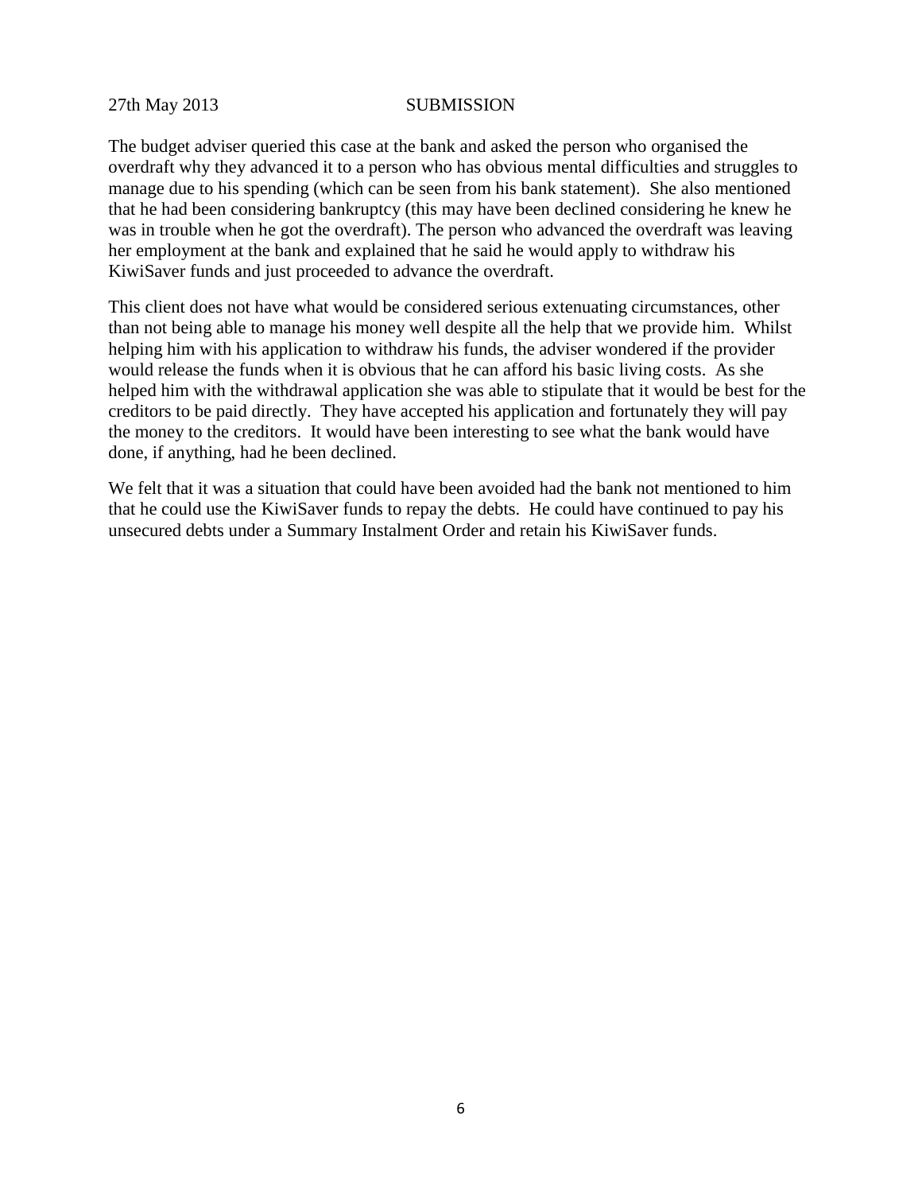27th May 2013 SUBMISSION

The budget adviser queried this case at the bank and asked the person who organised the overdraft why they advanced it to a person who has obvious mental difficulties and struggles to manage due to his spending (which can be seen from his bank statement). She also mentioned that he had been considering bankruptcy (this may have been declined considering he knew he was in trouble when he got the overdraft). The person who advanced the overdraft was leaving her employment at the bank and explained that he said he would apply to withdraw his KiwiSaver funds and just proceeded to advance the overdraft.

This client does not have what would be considered serious extenuating circumstances, other than not being able to manage his money well despite all the help that we provide him. Whilst helping him with his application to withdraw his funds, the adviser wondered if the provider would release the funds when it is obvious that he can afford his basic living costs. As she helped him with the withdrawal application she was able to stipulate that it would be best for the creditors to be paid directly. They have accepted his application and fortunately they will pay the money to the creditors. It would have been interesting to see what the bank would have done, if anything, had he been declined.

We felt that it was a situation that could have been avoided had the bank not mentioned to him that he could use the KiwiSaver funds to repay the debts. He could have continued to pay his unsecured debts under a Summary Instalment Order and retain his KiwiSaver funds.